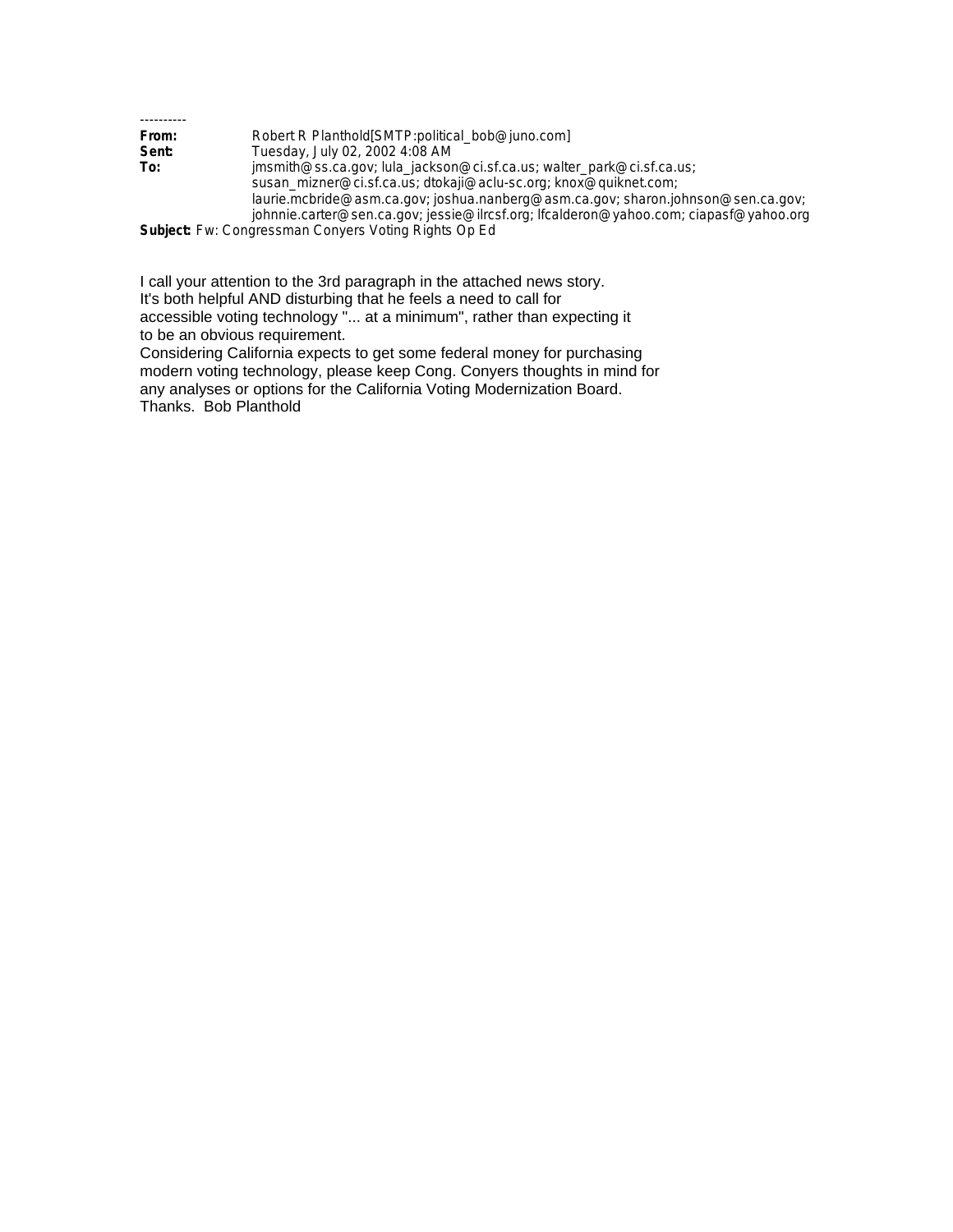----------

**From:** Robert R Planthold[SMTP:political_bob@juno.com]
**Sent:** Tuesday, July 02, 2002 4:08 AM
**To:** jmsmith@ss.ca.gov; lula_jackson@ci.sf.ca.us; walter_park@ci.sf.ca.us; susan_mizner@ci.sf.ca.us; dtokaji@aclu-sc.org; knox@quiknet.com; laurie.mcbride@asm.ca.gov; joshua.nanberg@asm.ca.gov; sharon.johnson@sen.ca.gov; johnnie.carter@sen.ca.gov; jessie@ilrcsf.org; lfcalderon@yahoo.com; ciapasf@yahoo.org
**Subject:** Fw: Congressman Conyers Voting Rights Op Ed

I call your attention to the 3rd paragraph in the attached news story.
It's both helpful AND disturbing that he feels a need to call for accessible voting technology "... at a minimum", rather than expecting it to be an obvious requirement.
Considering California expects to get some federal money for purchasing modern voting technology, please keep Cong. Conyers thoughts in mind for any analyses or options for the California Voting Modernization Board.
Thanks. Bob Planthold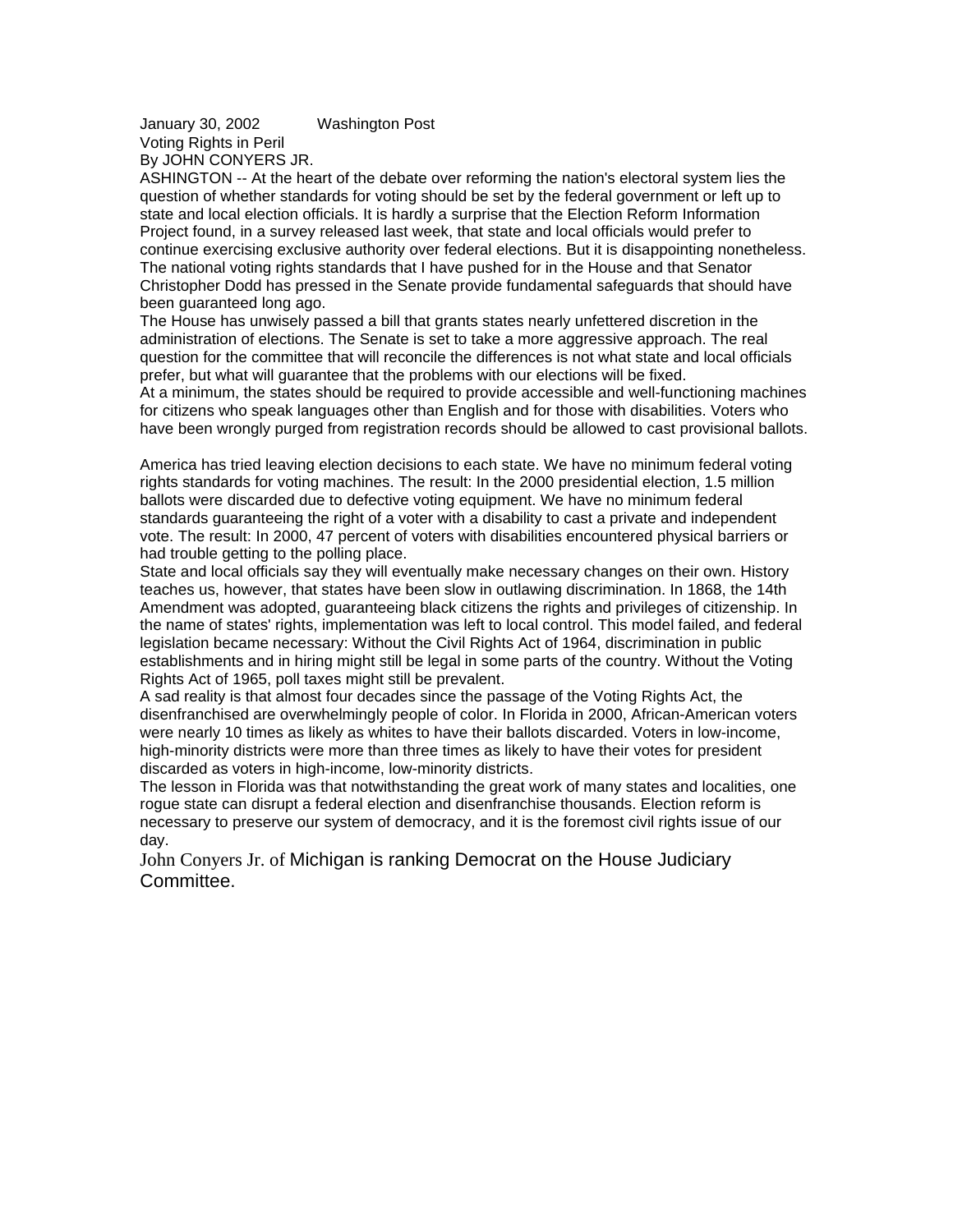January 30, 2002 Washington Post

Voting Rights in Peril

By JOHN CONYERS JR.

ASHINGTON -- At the heart of the debate over reforming the nation's electoral system lies the question of whether standards for voting should be set by the federal government or left up to state and local election officials. It is hardly a surprise that the Election Reform Information Project found, in a survey released last week, that state and local officials would prefer to continue exercising exclusive authority over federal elections. But it is disappointing nonetheless. The national voting rights standards that I have pushed for in the House and that Senator Christopher Dodd has pressed in the Senate provide fundamental safeguards that should have been guaranteed long ago.

The House has unwisely passed a bill that grants states nearly unfettered discretion in the administration of elections. The Senate is set to take a more aggressive approach. The real question for the committee that will reconcile the differences is not what state and local officials prefer, but what will guarantee that the problems with our elections will be fixed.

At a minimum, the states should be required to provide accessible and well-functioning machines for citizens who speak languages other than English and for those with disabilities. Voters who have been wrongly purged from registration records should be allowed to cast provisional ballots.

America has tried leaving election decisions to each state. We have no minimum federal voting rights standards for voting machines. The result: In the 2000 presidential election, 1.5 million ballots were discarded due to defective voting equipment. We have no minimum federal standards guaranteeing the right of a voter with a disability to cast a private and independent vote. The result: In 2000, 47 percent of voters with disabilities encountered physical barriers or had trouble getting to the polling place.

State and local officials say they will eventually make necessary changes on their own. History teaches us, however, that states have been slow in outlawing discrimination. In 1868, the 14th Amendment was adopted, guaranteeing black citizens the rights and privileges of citizenship. In the name of states' rights, implementation was left to local control. This model failed, and federal legislation became necessary: Without the Civil Rights Act of 1964, discrimination in public establishments and in hiring might still be legal in some parts of the country. Without the Voting Rights Act of 1965, poll taxes might still be prevalent.

A sad reality is that almost four decades since the passage of the Voting Rights Act, the disenfranchised are overwhelmingly people of color. In Florida in 2000, African-American voters were nearly 10 times as likely as whites to have their ballots discarded. Voters in low-income, high-minority districts were more than three times as likely to have their votes for president discarded as voters in high-income, low-minority districts.

The lesson in Florida was that notwithstanding the great work of many states and localities, one rogue state can disrupt a federal election and disenfranchise thousands. Election reform is necessary to preserve our system of democracy, and it is the foremost civil rights issue of our day.

John Conyers Jr. of Michigan is ranking Democrat on the House Judiciary Committee.